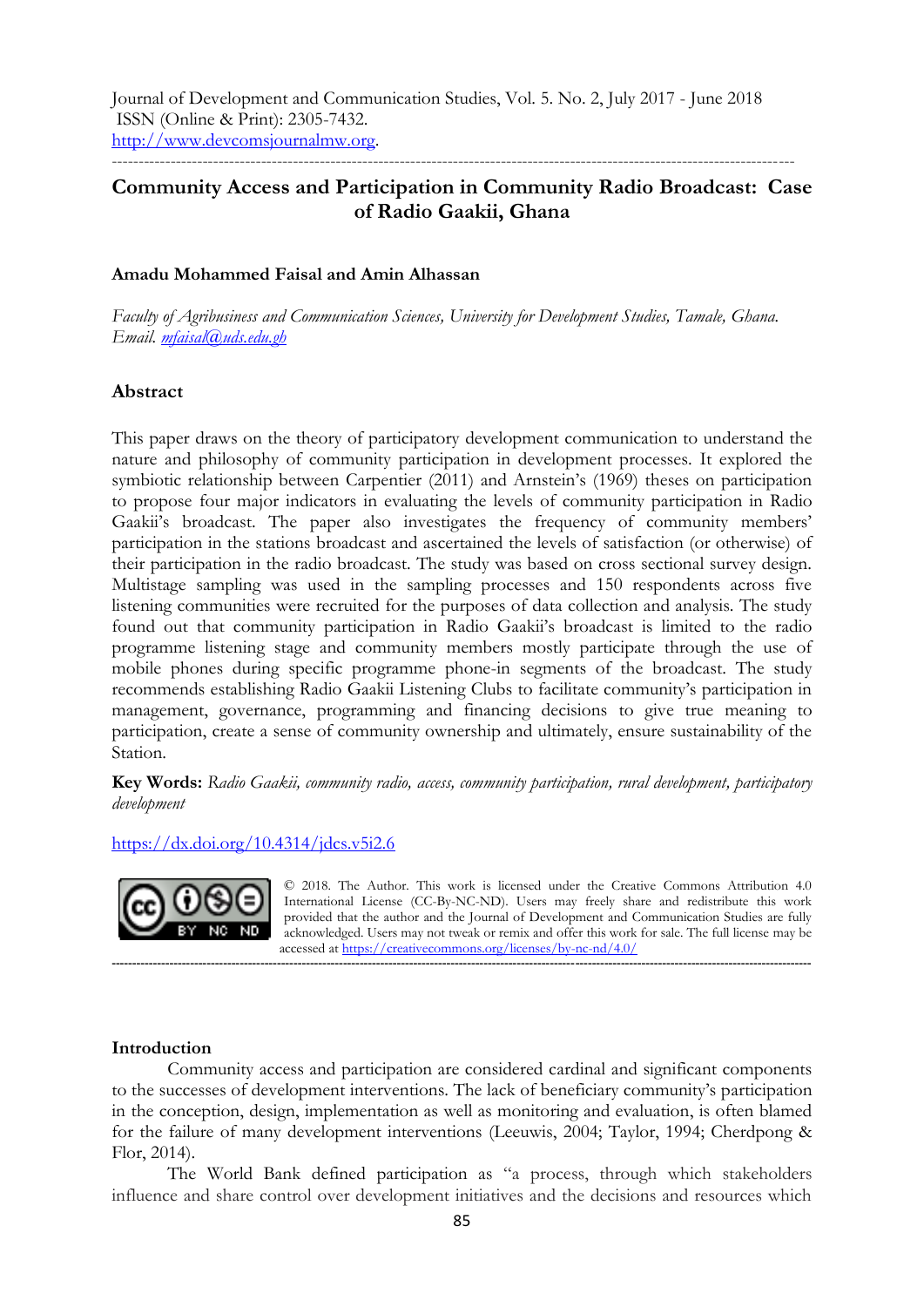Journal of Development and Communication Studies, Vol. 5. No. 2, July 2017 - June 2018
ISSN (Online & Print): 2305-7432.
http://www.devcomsjournalmw.org.

# Community Access and Participation in Community Radio Broadcast: Case of Radio Gaakii, Ghana

**Amadu Mohammed Faisal and Amin Alhassan**

*Faculty of Agribusiness and Communication Sciences, University for Development Studies, Tamale, Ghana.*
*Email. mfaisal@uds.edu.gh*

## Abstract

This paper draws on the theory of participatory development communication to understand the nature and philosophy of community participation in development processes. It explored the symbiotic relationship between Carpentier (2011) and Arnstein's (1969) theses on participation to propose four major indicators in evaluating the levels of community participation in Radio Gaakii's broadcast. The paper also investigates the frequency of community members' participation in the stations broadcast and ascertained the levels of satisfaction (or otherwise) of their participation in the radio broadcast. The study was based on cross sectional survey design. Multistage sampling was used in the sampling processes and 150 respondents across five listening communities were recruited for the purposes of data collection and analysis. The study found out that community participation in Radio Gaakii's broadcast is limited to the radio programme listening stage and community members mostly participate through the use of mobile phones during specific programme phone-in segments of the broadcast. The study recommends establishing Radio Gaakii Listening Clubs to facilitate community's participation in management, governance, programming and financing decisions to give true meaning to participation, create a sense of community ownership and ultimately, ensure sustainability of the Station.

**Key Words:** *Radio Gaakii, community radio, access, community participation, rural development, participatory development*

https://dx.doi.org/10.4314/jdcs.v5i2.6

© 2018. The Author. This work is licensed under the Creative Commons Attribution 4.0 International License (CC-By-NC-ND). Users may freely share and redistribute this work provided that the author and the Journal of Development and Communication Studies are fully acknowledged. Users may not tweak or remix this work or offer this work for sale. The full license may be accessed at https://creativecommons.org/licenses/by-nc-nd/4.0/

## Introduction

Community access and participation are considered cardinal and significant components to the successes of development interventions. The lack of beneficiary community's participation in the conception, design, implementation as well as monitoring and evaluation, is often blamed for the failure of many development interventions (Leeuwis, 2004; Taylor, 1994; Cherdpong & Flor, 2014).

The World Bank defined participation as "a process, through which stakeholders influence and share control over development initiatives and the decisions and resources which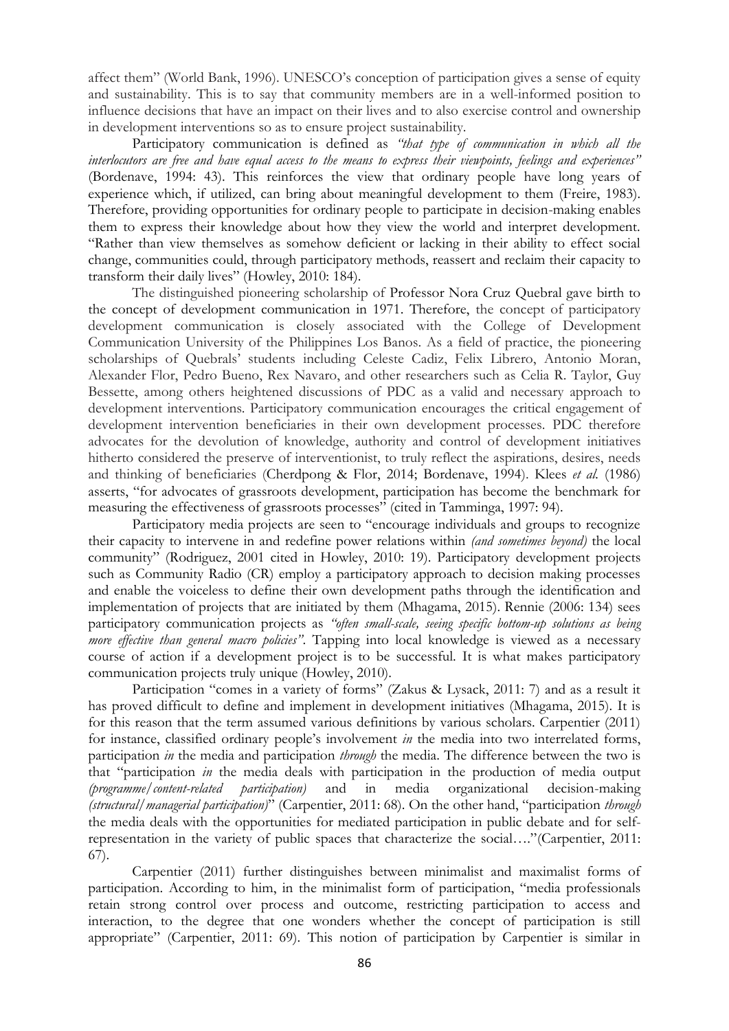affect them" (World Bank, 1996). UNESCO's conception of participation gives a sense of equity and sustainability. This is to say that community members are in a well-informed position to influence decisions that have an impact on their lives and to also exercise control and ownership in development interventions so as to ensure project sustainability.

Participatory communication is defined as *"that type of communication in which all the interlocutors are free and have equal access to the means to express their viewpoints, feelings and experiences"* (Bordenave, 1994: 43). This reinforces the view that ordinary people have long years of experience which, if utilized, can bring about meaningful development to them (Freire, 1983). Therefore, providing opportunities for ordinary people to participate in decision-making enables them to express their knowledge about how they view the world and interpret development. "Rather than view themselves as somehow deficient or lacking in their ability to effect social change, communities could, through participatory methods, reassert and reclaim their capacity to transform their daily lives" (Howley, 2010: 184).

The distinguished pioneering scholarship of Professor Nora Cruz Quebral gave birth to the concept of development communication in 1971. Therefore, the concept of participatory development communication is closely associated with the College of Development Communication University of the Philippines Los Banos. As a field of practice, the pioneering scholarships of Quebrals' students including Celeste Cadiz, Felix Librero, Antonio Moran, Alexander Flor, Pedro Bueno, Rex Navaro, and other researchers such as Celia R. Taylor, Guy Bessette, among others heightened discussions of PDC as a valid and necessary approach to development interventions. Participatory communication encourages the critical engagement of development intervention beneficiaries in their own development processes. PDC therefore advocates for the devolution of knowledge, authority and control of development initiatives hitherto considered the preserve of interventionist, to truly reflect the aspirations, desires, needs and thinking of beneficiaries (Cherdpong & Flor, 2014; Bordenave, 1994). Klees *et al.* (1986) asserts, "for advocates of grassroots development, participation has become the benchmark for measuring the effectiveness of grassroots processes" (cited in Tamminga, 1997: 94).

Participatory media projects are seen to "encourage individuals and groups to recognize their capacity to intervene in and redefine power relations within *(and sometimes beyond)* the local community" (Rodriguez, 2001 cited in Howley, 2010: 19). Participatory development projects such as Community Radio (CR) employ a participatory approach to decision making processes and enable the voiceless to define their own development paths through the identification and implementation of projects that are initiated by them (Mhagama, 2015). Rennie (2006: 134) sees participatory communication projects as *"often small-scale, seeing specific bottom-up solutions as being more effective than general macro policies"*. Tapping into local knowledge is viewed as a necessary course of action if a development project is to be successful. It is what makes participatory communication projects truly unique (Howley, 2010).

Participation "comes in a variety of forms" (Zakus & Lysack, 2011: 7) and as a result it has proved difficult to define and implement in development initiatives (Mhagama, 2015). It is for this reason that the term assumed various definitions by various scholars. Carpentier (2011) for instance, classified ordinary people's involvement *in* the media into two interrelated forms, participation *in* the media and participation *through* the media. The difference between the two is that "participation *in* the media deals with participation in the production of media output *(programme/content-related participation)* and in media organizational decision-making *(structural/managerial participation)*" (Carpentier, 2011: 68). On the other hand, "participation *through* the media deals with the opportunities for mediated participation in public debate and for self-representation in the variety of public spaces that characterize the social…."(Carpentier, 2011: 67).

Carpentier (2011) further distinguishes between minimalist and maximalist forms of participation. According to him, in the minimalist form of participation, "media professionals retain strong control over process and outcome, restricting participation to access and interaction, to the degree that one wonders whether the concept of participation is still appropriate" (Carpentier, 2011: 69). This notion of participation by Carpentier is similar in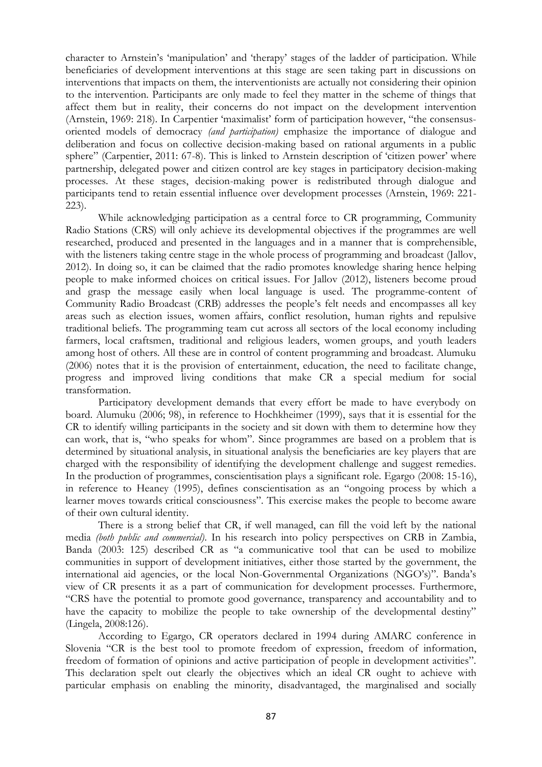character to Arnstein's 'manipulation' and 'therapy' stages of the ladder of participation. While beneficiaries of development interventions at this stage are seen taking part in discussions on interventions that impacts on them, the interventionists are actually not considering their opinion to the intervention. Participants are only made to feel they matter in the scheme of things that affect them but in reality, their concerns do not impact on the development intervention (Arnstein, 1969: 218). In Carpentier 'maximalist' form of participation however, "the consensus-oriented models of democracy *(and participation)* emphasize the importance of dialogue and deliberation and focus on collective decision-making based on rational arguments in a public sphere" (Carpentier, 2011: 67-8). This is linked to Arnstein description of 'citizen power' where partnership, delegated power and citizen control are key stages in participatory decision-making processes. At these stages, decision-making power is redistributed through dialogue and participants tend to retain essential influence over development processes (Arnstein, 1969: 221-223).

While acknowledging participation as a central force to CR programming, Community Radio Stations (CRS) will only achieve its developmental objectives if the programmes are well researched, produced and presented in the languages and in a manner that is comprehensible, with the listeners taking centre stage in the whole process of programming and broadcast (Jallov, 2012). In doing so, it can be claimed that the radio promotes knowledge sharing hence helping people to make informed choices on critical issues. For Jallov (2012), listeners become proud and grasp the message easily when local language is used. The programme-content of Community Radio Broadcast (CRB) addresses the people's felt needs and encompasses all key areas such as election issues, women affairs, conflict resolution, human rights and repulsive traditional beliefs. The programming team cut across all sectors of the local economy including farmers, local craftsmen, traditional and religious leaders, women groups, and youth leaders among host of others. All these are in control of content programming and broadcast. Alumuku (2006) notes that it is the provision of entertainment, education, the need to facilitate change, progress and improved living conditions that make CR a special medium for social transformation.

Participatory development demands that every effort be made to have everybody on board. Alumuku (2006; 98), in reference to Hochkheimer (1999), says that it is essential for the CR to identify willing participants in the society and sit down with them to determine how they can work, that is, "who speaks for whom". Since programmes are based on a problem that is determined by situational analysis, in situational analysis the beneficiaries are key players that are charged with the responsibility of identifying the development challenge and suggest remedies. In the production of programmes, conscientisation plays a significant role. Egargo (2008: 15-16), in reference to Heaney (1995), defines conscientisation as an "ongoing process by which a learner moves towards critical consciousness". This exercise makes the people to become aware of their own cultural identity.

There is a strong belief that CR, if well managed, can fill the void left by the national media *(both public and commercial)*. In his research into policy perspectives on CRB in Zambia, Banda (2003: 125) described CR as "a communicative tool that can be used to mobilize communities in support of development initiatives, either those started by the government, the international aid agencies, or the local Non-Governmental Organizations (NGO's)". Banda's view of CR presents it as a part of communication for development processes. Furthermore, "CRS have the potential to promote good governance, transparency and accountability and to have the capacity to mobilize the people to take ownership of the developmental destiny" (Lingela, 2008:126).

According to Egargo, CR operators declared in 1994 during AMARC conference in Slovenia "CR is the best tool to promote freedom of expression, freedom of information, freedom of formation of opinions and active participation of people in development activities". This declaration spelt out clearly the objectives which an ideal CR ought to achieve with particular emphasis on enabling the minority, disadvantaged, the marginalised and socially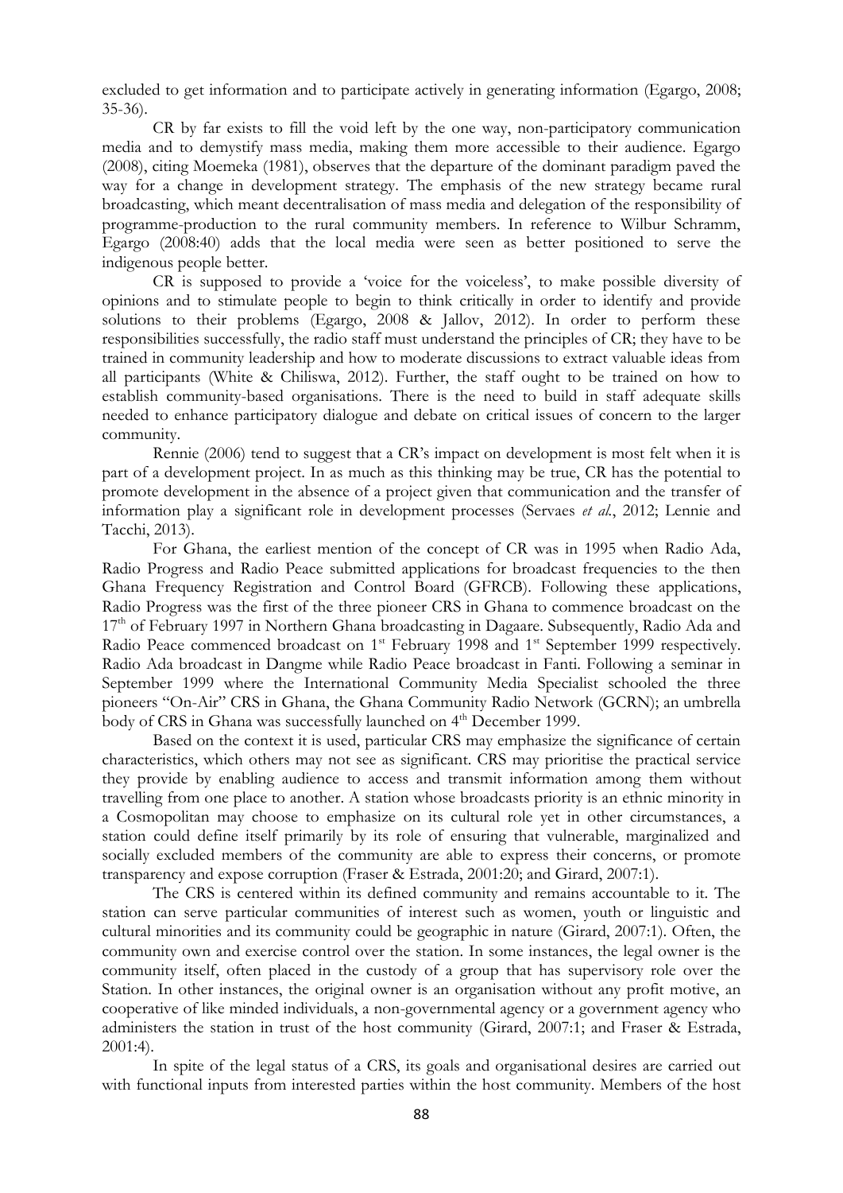excluded to get information and to participate actively in generating information (Egargo, 2008; 35-36).

CR by far exists to fill the void left by the one way, non-participatory communication media and to demystify mass media, making them more accessible to their audience. Egargo (2008), citing Moemeka (1981), observes that the departure of the dominant paradigm paved the way for a change in development strategy. The emphasis of the new strategy became rural broadcasting, which meant decentralisation of mass media and delegation of the responsibility of programme-production to the rural community members. In reference to Wilbur Schramm, Egargo (2008:40) adds that the local media were seen as better positioned to serve the indigenous people better.

CR is supposed to provide a 'voice for the voiceless', to make possible diversity of opinions and to stimulate people to begin to think critically in order to identify and provide solutions to their problems (Egargo, 2008 & Jallov, 2012). In order to perform these responsibilities successfully, the radio staff must understand the principles of CR; they have to be trained in community leadership and how to moderate discussions to extract valuable ideas from all participants (White & Chiliswa, 2012). Further, the staff ought to be trained on how to establish community-based organisations. There is the need to build in staff adequate skills needed to enhance participatory dialogue and debate on critical issues of concern to the larger community.

Rennie (2006) tend to suggest that a CR's impact on development is most felt when it is part of a development project. In as much as this thinking may be true, CR has the potential to promote development in the absence of a project given that communication and the transfer of information play a significant role in development processes (Servaes *et al.*, 2012; Lennie and Tacchi, 2013).

For Ghana, the earliest mention of the concept of CR was in 1995 when Radio Ada, Radio Progress and Radio Peace submitted applications for broadcast frequencies to the then Ghana Frequency Registration and Control Board (GFRCB). Following these applications, Radio Progress was the first of the three pioneer CRS in Ghana to commence broadcast on the 17th of February 1997 in Northern Ghana broadcasting in Dagaare. Subsequently, Radio Ada and Radio Peace commenced broadcast on 1st February 1998 and 1st September 1999 respectively. Radio Ada broadcast in Dangme while Radio Peace broadcast in Fanti. Following a seminar in September 1999 where the International Community Media Specialist schooled the three pioneers "On-Air" CRS in Ghana, the Ghana Community Radio Network (GCRN); an umbrella body of CRS in Ghana was successfully launched on 4th December 1999.

Based on the context it is used, particular CRS may emphasize the significance of certain characteristics, which others may not see as significant. CRS may prioritise the practical service they provide by enabling audience to access and transmit information among them without travelling from one place to another. A station whose broadcasts priority is an ethnic minority in a Cosmopolitan may choose to emphasize on its cultural role yet in other circumstances, a station could define itself primarily by its role of ensuring that vulnerable, marginalized and socially excluded members of the community are able to express their concerns, or promote transparency and expose corruption (Fraser & Estrada, 2001:20; and Girard, 2007:1).

The CRS is centered within its defined community and remains accountable to it. The station can serve particular communities of interest such as women, youth or linguistic and cultural minorities and its community could be geographic in nature (Girard, 2007:1). Often, the community own and exercise control over the station. In some instances, the legal owner is the community itself, often placed in the custody of a group that has supervisory role over the Station. In other instances, the original owner is an organisation without any profit motive, an cooperative of like minded individuals, a non-governmental agency or a government agency who administers the station in trust of the host community (Girard, 2007:1; and Fraser & Estrada, 2001:4).

In spite of the legal status of a CRS, its goals and organisational desires are carried out with functional inputs from interested parties within the host community. Members of the host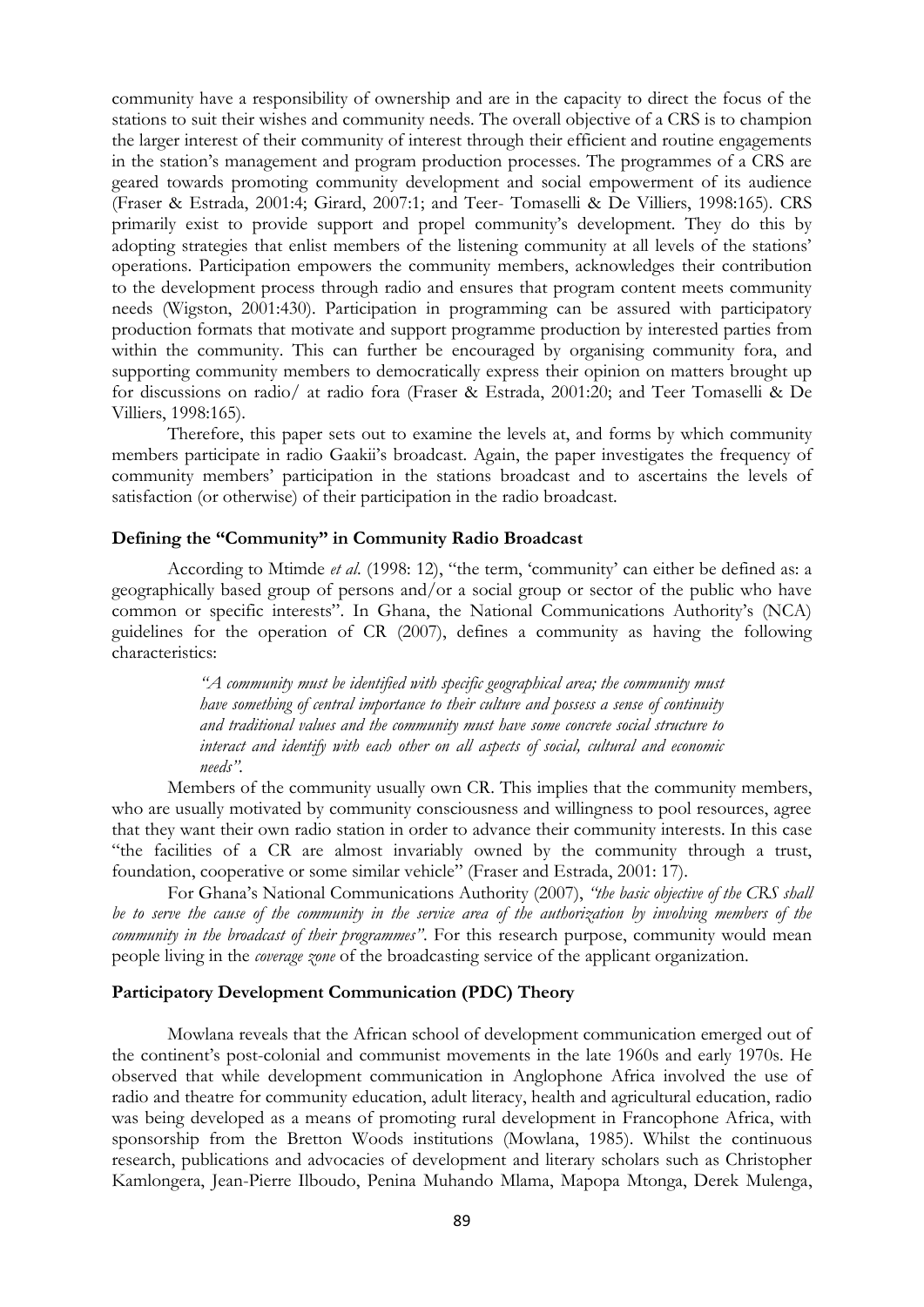community have a responsibility of ownership and are in the capacity to direct the focus of the stations to suit their wishes and community needs. The overall objective of a CRS is to champion the larger interest of their community of interest through their efficient and routine engagements in the station's management and program production processes. The programmes of a CRS are geared towards promoting community development and social empowerment of its audience (Fraser & Estrada, 2001:4; Girard, 2007:1; and Teer- Tomaselli & De Villiers, 1998:165). CRS primarily exist to provide support and propel community's development. They do this by adopting strategies that enlist members of the listening community at all levels of the stations' operations. Participation empowers the community members, acknowledges their contribution to the development process through radio and ensures that program content meets community needs (Wigston, 2001:430). Participation in programming can be assured with participatory production formats that motivate and support programme production by interested parties from within the community. This can further be encouraged by organising community fora, and supporting community members to democratically express their opinion on matters brought up for discussions on radio/ at radio fora (Fraser & Estrada, 2001:20; and Teer Tomaselli & De Villiers, 1998:165).

Therefore, this paper sets out to examine the levels at, and forms by which community members participate in radio Gaakii's broadcast. Again, the paper investigates the frequency of community members' participation in the stations broadcast and to ascertains the levels of satisfaction (or otherwise) of their participation in the radio broadcast.

### Defining the "Community" in Community Radio Broadcast

According to Mtimde *et al.* (1998: 12), "the term, 'community' can either be defined as: a geographically based group of persons and/or a social group or sector of the public who have common or specific interests". In Ghana, the National Communications Authority's (NCA) guidelines for the operation of CR (2007), defines a community as having the following characteristics:

> *"A community must be identified with specific geographical area; the community must have something of central importance to their culture and possess a sense of continuity and traditional values and the community must have some concrete social structure to interact and identify with each other on all aspects of social, cultural and economic needs".*

Members of the community usually own CR. This implies that the community members, who are usually motivated by community consciousness and willingness to pool resources, agree that they want their own radio station in order to advance their community interests. In this case "the facilities of a CR are almost invariably owned by the community through a trust, foundation, cooperative or some similar vehicle" (Fraser and Estrada, 2001: 17).

For Ghana's National Communications Authority (2007), *"the basic objective of the CRS shall be to serve the cause of the community in the service area of the authorization by involving members of the community in the broadcast of their programmes"*. For this research purpose, community would mean people living in the *coverage zone* of the broadcasting service of the applicant organization.

### Participatory Development Communication (PDC) Theory

Mowlana reveals that the African school of development communication emerged out of the continent's post-colonial and communist movements in the late 1960s and early 1970s. He observed that while development communication in Anglophone Africa involved the use of radio and theatre for community education, adult literacy, health and agricultural education, radio was being developed as a means of promoting rural development in Francophone Africa, with sponsorship from the Bretton Woods institutions (Mowlana, 1985). Whilst the continuous research, publications and advocacies of development and literary scholars such as Christopher Kamlongera, Jean-Pierre Ilboudo, Penina Muhando Mlama, Mapopa Mtonga, Derek Mulenga,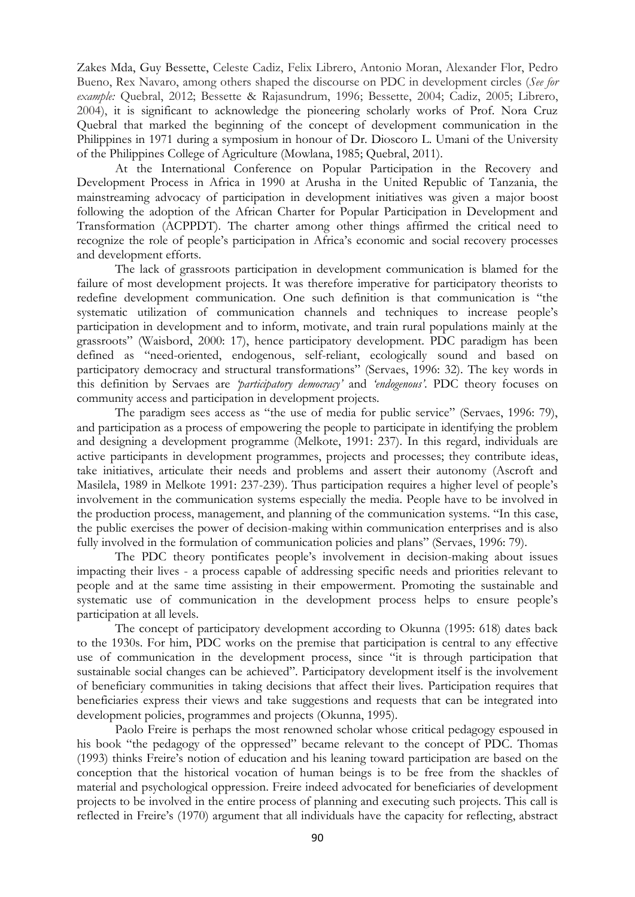Zakes Mda, Guy Bessette, Celeste Cadiz, Felix Librero, Antonio Moran, Alexander Flor, Pedro Bueno, Rex Navaro, among others shaped the discourse on PDC in development circles (*See for example:* Quebral, 2012; Bessette & Rajasundrum, 1996; Bessette, 2004; Cadiz, 2005; Librero, 2004), it is significant to acknowledge the pioneering scholarly works of Prof. Nora Cruz Quebral that marked the beginning of the concept of development communication in the Philippines in 1971 during a symposium in honour of Dr. Dioscoro L. Umani of the University of the Philippines College of Agriculture (Mowlana, 1985; Quebral, 2011).

At the International Conference on Popular Participation in the Recovery and Development Process in Africa in 1990 at Arusha in the United Republic of Tanzania, the mainstreaming advocacy of participation in development initiatives was given a major boost following the adoption of the African Charter for Popular Participation in Development and Transformation (ACPPDT). The charter among other things affirmed the critical need to recognize the role of people's participation in Africa's economic and social recovery processes and development efforts.

The lack of grassroots participation in development communication is blamed for the failure of most development projects. It was therefore imperative for participatory theorists to redefine development communication. One such definition is that communication is "the systematic utilization of communication channels and techniques to increase people's participation in development and to inform, motivate, and train rural populations mainly at the grassroots" (Waisbord, 2000: 17), hence participatory development. PDC paradigm has been defined as "need-oriented, endogenous, self-reliant, ecologically sound and based on participatory democracy and structural transformations" (Servaes, 1996: 32). The key words in this definition by Servaes are *'participatory democracy'* and *'endogenous'*. PDC theory focuses on community access and participation in development projects.

The paradigm sees access as "the use of media for public service" (Servaes, 1996: 79), and participation as a process of empowering the people to participate in identifying the problem and designing a development programme (Melkote, 1991: 237). In this regard, individuals are active participants in development programmes, projects and processes; they contribute ideas, take initiatives, articulate their needs and problems and assert their autonomy (Ascroft and Masilela, 1989 in Melkote 1991: 237-239). Thus participation requires a higher level of people's involvement in the communication systems especially the media. People have to be involved in the production process, management, and planning of the communication systems. "In this case, the public exercises the power of decision-making within communication enterprises and is also fully involved in the formulation of communication policies and plans" (Servaes, 1996: 79).

The PDC theory pontificates people's involvement in decision-making about issues impacting their lives - a process capable of addressing specific needs and priorities relevant to people and at the same time assisting in their empowerment. Promoting the sustainable and systematic use of communication in the development process helps to ensure people's participation at all levels.

The concept of participatory development according to Okunna (1995: 618) dates back to the 1930s. For him, PDC works on the premise that participation is central to any effective use of communication in the development process, since "it is through participation that sustainable social changes can be achieved". Participatory development itself is the involvement of beneficiary communities in taking decisions that affect their lives. Participation requires that beneficiaries express their views and take suggestions and requests that can be integrated into development policies, programmes and projects (Okunna, 1995).

Paolo Freire is perhaps the most renowned scholar whose critical pedagogy espoused in his book "the pedagogy of the oppressed" became relevant to the concept of PDC. Thomas (1993) thinks Freire's notion of education and his leaning toward participation are based on the conception that the historical vocation of human beings is to be free from the shackles of material and psychological oppression. Freire indeed advocated for beneficiaries of development projects to be involved in the entire process of planning and executing such projects. This call is reflected in Freire's (1970) argument that all individuals have the capacity for reflecting, abstract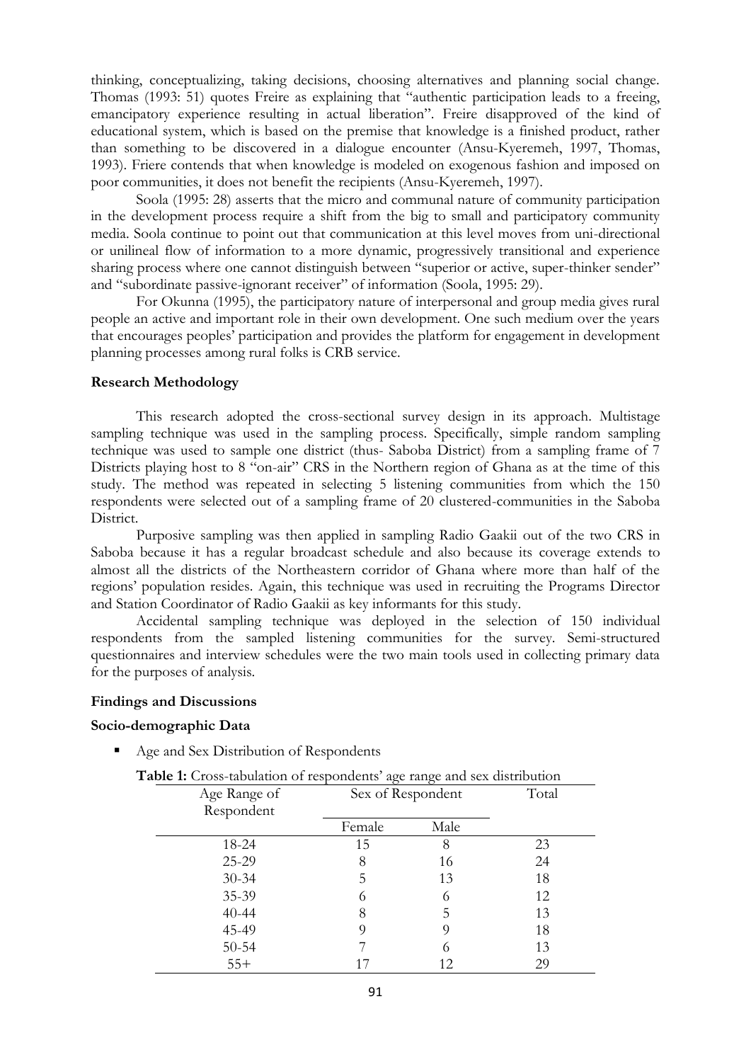thinking, conceptualizing, taking decisions, choosing alternatives and planning social change. Thomas (1993: 51) quotes Freire as explaining that "authentic participation leads to a freeing, emancipatory experience resulting in actual liberation". Freire disapproved of the kind of educational system, which is based on the premise that knowledge is a finished product, rather than something to be discovered in a dialogue encounter (Ansu-Kyeremeh, 1997, Thomas, 1993). Friere contends that when knowledge is modeled on exogenous fashion and imposed on poor communities, it does not benefit the recipients (Ansu-Kyeremeh, 1997).

Soola (1995: 28) asserts that the micro and communal nature of community participation in the development process require a shift from the big to small and participatory community media. Soola continue to point out that communication at this level moves from uni-directional or unilineal flow of information to a more dynamic, progressively transitional and experience sharing process where one cannot distinguish between "superior or active, super-thinker sender" and "subordinate passive-ignorant receiver" of information (Soola, 1995: 29).

For Okunna (1995), the participatory nature of interpersonal and group media gives rural people an active and important role in their own development. One such medium over the years that encourages peoples' participation and provides the platform for engagement in development planning processes among rural folks is CRB service.

**Research Methodology**

This research adopted the cross-sectional survey design in its approach. Multistage sampling technique was used in the sampling process. Specifically, simple random sampling technique was used to sample one district (thus- Saboba District) from a sampling frame of 7 Districts playing host to 8 "on-air" CRS in the Northern region of Ghana as at the time of this study. The method was repeated in selecting 5 listening communities from which the 150 respondents were selected out of a sampling frame of 20 clustered-communities in the Saboba District.

Purposive sampling was then applied in sampling Radio Gaakii out of the two CRS in Saboba because it has a regular broadcast schedule and also because its coverage extends to almost all the districts of the Northeastern corridor of Ghana where more than half of the regions' population resides. Again, this technique was used in recruiting the Programs Director and Station Coordinator of Radio Gaakii as key informants for this study.

Accidental sampling technique was deployed in the selection of 150 individual respondents from the sampled listening communities for the survey. Semi-structured questionnaires and interview schedules were the two main tools used in collecting primary data for the purposes of analysis.

**Findings and Discussions**

**Socio-demographic Data**

- Age and Sex Distribution of Respondents

**Table 1:** Cross-tabulation of respondents' age range and sex distribution

| Age Range of Respondent | Sex of Respondent | | Total |
|---|---|---|---|
| | Female | Male | |
| 18-24 | 15 | 8 | 23 |
| 25-29 | 8 | 16 | 24 |
| 30-34 | 5 | 13 | 18 |
| 35-39 | 6 | 6 | 12 |
| 40-44 | 8 | 5 | 13 |
| 45-49 | 9 | 9 | 18 |
| 50-54 | 7 | 6 | 13 |
| 55+ | 17 | 12 | 29 |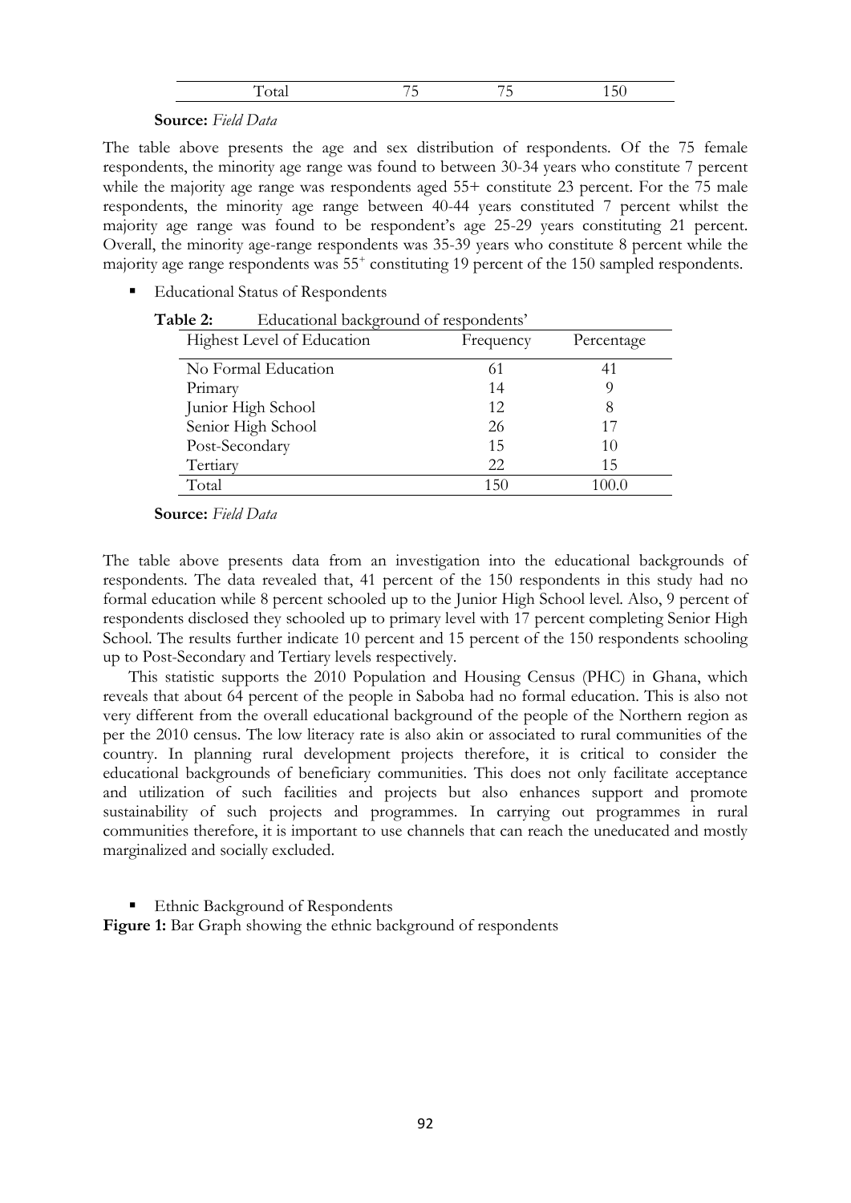| Total | 75 | 75 | 150 |
|---|---|---|---|

**Source:** *Field Data*

The table above presents the age and sex distribution of respondents. Of the 75 female respondents, the minority age range was found to between 30-34 years who constitute 7 percent while the majority age range was respondents aged 55+ constitute 23 percent. For the 75 male respondents, the minority age range between 40-44 years constituted 7 percent whilst the majority age range was found to be respondent's age 25-29 years constituting 21 percent. Overall, the minority age-range respondents was 35-39 years who constitute 8 percent while the majority age range respondents was $55^{+}$ constituting 19 percent of the 150 sampled respondents.

- Educational Status of Respondents

**Table 2:** Educational background of respondents'

| Highest Level of Education | Frequency | Percentage |
|---|---|---|
| No Formal Education | 61 | 41 |
| Primary | 14 | 9 |
| Junior High School | 12 | 8 |
| Senior High School | 26 | 17 |
| Post-Secondary | 15 | 10 |
| Tertiary | 22 | 15 |
| Total | 150 | 100.0 |

**Source:** *Field Data*

The table above presents data from an investigation into the educational backgrounds of respondents. The data revealed that, 41 percent of the 150 respondents in this study had no formal education while 8 percent schooled up to the Junior High School level. Also, 9 percent of respondents disclosed they schooled up to primary level with 17 percent completing Senior High School. The results further indicate 10 percent and 15 percent of the 150 respondents schooling up to Post-Secondary and Tertiary levels respectively.

This statistic supports the 2010 Population and Housing Census (PHC) in Ghana, which reveals that about 64 percent of the people in Saboba had no formal education. This is also not very different from the overall educational background of the people of the Northern region as per the 2010 census. The low literacy rate is also akin or associated to rural communities of the country. In planning rural development projects therefore, it is critical to consider the educational backgrounds of beneficiary communities. This does not only facilitate acceptance and utilization of such facilities and projects but also enhances support and promote sustainability of such projects and programmes. In carrying out programmes in rural communities therefore, it is important to use channels that can reach the uneducated and mostly marginalized and socially excluded.

- Ethnic Background of Respondents

**Figure 1:** Bar Graph showing the ethnic background of respondents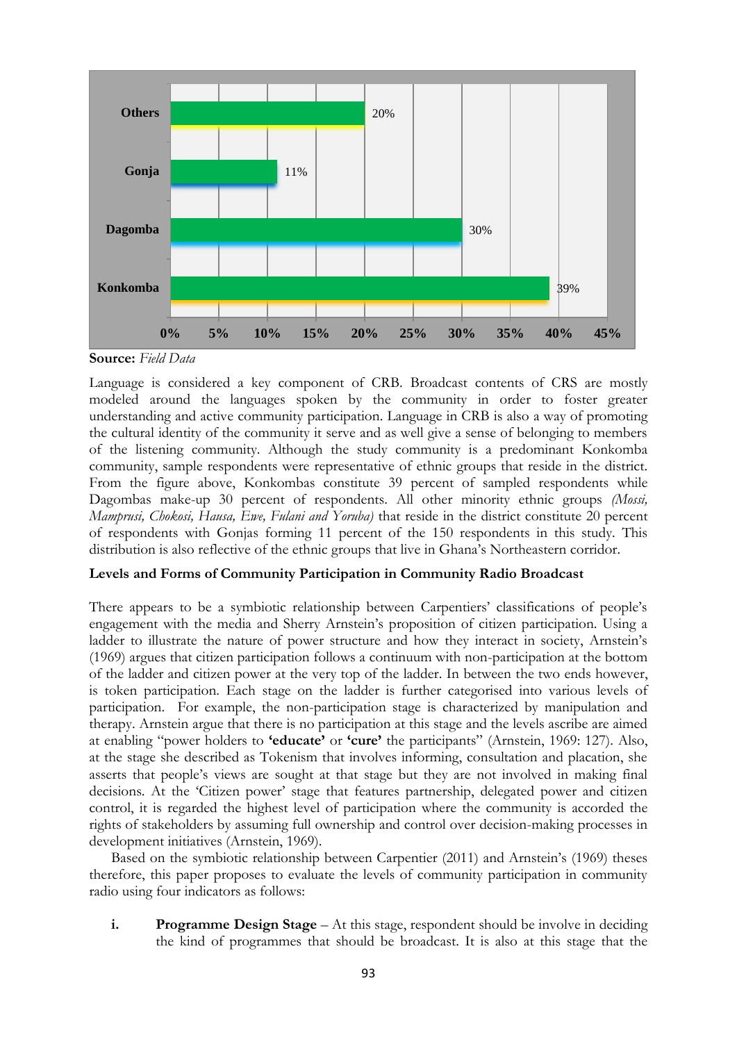Others
20%
Gonja
11%
Dagomba
30%
Konkomba
39%
0% 5% 10% 15% 20% 25% 30% 35% 40% 45%

**Source:** *Field Data*

Language is considered a key component of CRB. Broadcast contents of CRS are mostly modeled around the languages spoken by the community in order to foster greater understanding and active community participation. Language in CRB is also a way of promoting the cultural identity of the community it serve and as well give a sense of belonging to members of the listening community. Although the study community is a predominant Konkomba community, sample respondents were representative of ethnic groups that reside in the district. From the figure above, Konkombas constitute 39 percent of sampled respondents while Dagombas make-up 30 percent of respondents. All other minority ethnic groups *(Mossi, Mamprusi, Chokosi, Hausa, Ewe, Fulani and Yoruba)* that reside in the district constitute 20 percent of respondents with Gonjas forming 11 percent of the 150 respondents in this study. This distribution is also reflective of the ethnic groups that live in Ghana's Northeastern corridor.

### Levels and Forms of Community Participation in Community Radio Broadcast

There appears to be a symbiotic relationship between Carpentiers' classifications of people's engagement with the media and Sherry Arnstein's proposition of citizen participation. Using a ladder to illustrate the nature of power structure and how they interact in society, Arnstein's (1969) argues that citizen participation follows a continuum with non-participation at the bottom of the ladder and citizen power at the very top of the ladder. In between the two ends however, is token participation. Each stage on the ladder is further categorised into various levels of participation. For example, the non-participation stage is characterized by manipulation and therapy. Arnstein argue that there is no participation at this stage and the levels ascribe are aimed at enabling "power holders to **'educate'** or **'cure'** the participants" (Arnstein, 1969: 127). Also, at the stage she described as Tokenism that involves informing, consultation and placation, she asserts that people's views are sought at that stage but they are not involved in making final decisions. At the 'Citizen power' stage that features partnership, delegated power and citizen control, it is regarded the highest level of participation where the community is accorded the rights of stakeholders by assuming full ownership and control over decision-making processes in development initiatives (Arnstein, 1969).

Based on the symbiotic relationship between Carpentier (2011) and Arnstein's (1969) theses therefore, this paper proposes to evaluate the levels of community participation in community radio using four indicators as follows:

i. **Programme Design Stage** – At this stage, respondent should be involve in deciding the kind of programmes that should be broadcast. It is also at this stage that the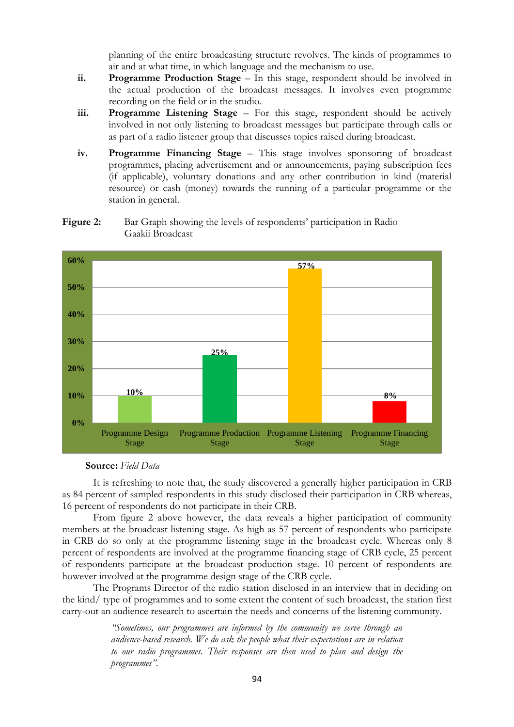planning of the entire broadcasting structure revolves. The kinds of programmes to air and at what time, in which language and the mechanism to use.

**ii.** **Programme Production Stage** – In this stage, respondent should be involved in the actual production of the broadcast messages. It involves even programme recording on the field or in the studio.

**iii.** **Programme Listening Stage** – For this stage, respondent should be actively involved in not only listening to broadcast messages but participate through calls or as part of a radio listener group that discusses topics raised during broadcast.

**iv.** **Programme Financing Stage** – This stage involves sponsoring of broadcast programmes, placing advertisement and or announcements, paying subscription fees (if applicable), voluntary donations and any other contribution in kind (material resource) or cash (money) towards the running of a particular programme or the station in general.

**Figure 2:** Bar Graph showing the levels of respondents' participation in Radio Gaakii Broadcast

| Stage | Percentage |
|---|---|
| Programme Design Stage | 10% |
| Programme Production Stage | 25% |
| Programme Listening Stage | 57% |
| Programme Financing Stage | 8% |

**Source:** *Field Data*

It is refreshing to note that, the study discovered a generally higher participation in CRB as 84 percent of sampled respondents in this study disclosed their participation in CRB whereas, 16 percent of respondents do not participate in their CRB.

From figure 2 above however, the data reveals a higher participation of community members at the broadcast listening stage. As high as 57 percent of respondents who participate in CRB do so only at the programme listening stage in the broadcast cycle. Whereas only 8 percent of respondents are involved at the programme financing stage of CRB cycle, 25 percent of respondents participate at the broadcast production stage. 10 percent of respondents are however involved at the programme design stage of the CRB cycle.

The Programs Director of the radio station disclosed in an interview that in deciding on the kind/ type of programmes and to some extent the content of such broadcast, the station first carry-out an audience research to ascertain the needs and concerns of the listening community.

> *"Sometimes, our programmes are informed by the community we serve through an audience-based research. We do ask the people what their expectations are in relation to our radio programmes. Their responses are then used to plan and design the programmes".*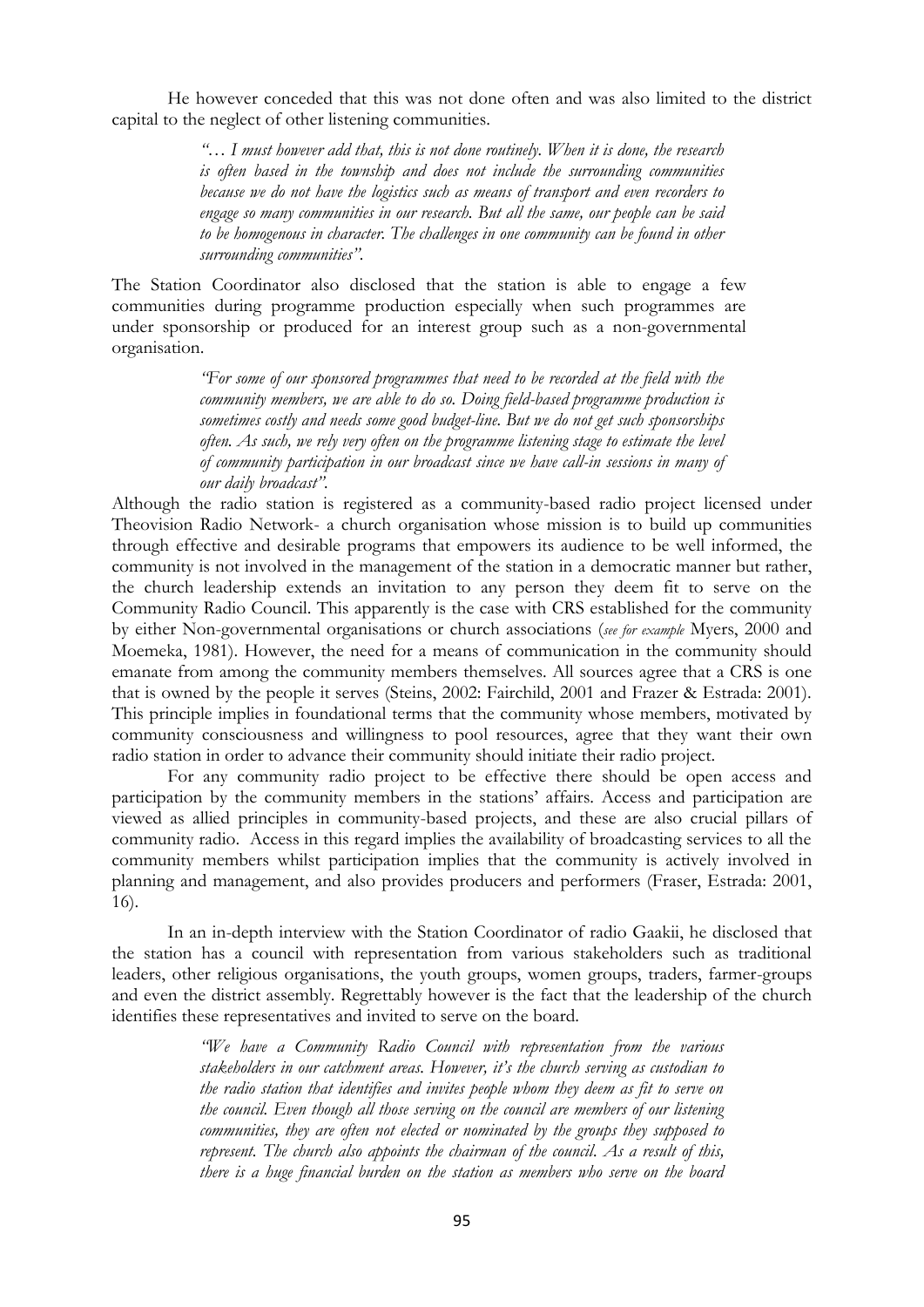He however conceded that this was not done often and was also limited to the district capital to the neglect of other listening communities.

> *"… I must however add that, this is not done routinely. When it is done, the research is often based in the township and does not include the surrounding communities because we do not have the logistics such as means of transport and even recorders to engage so many communities in our research. But all the same, our people can be said to be homogenous in character. The challenges in one community can be found in other surrounding communities".*

The Station Coordinator also disclosed that the station is able to engage a few communities during programme production especially when such programmes are under sponsorship or produced for an interest group such as a non-governmental organisation.

> *"For some of our sponsored programmes that need to be recorded at the field with the community members, we are able to do so. Doing field-based programme production is sometimes costly and needs some good budget-line. But we do not get such sponsorships often. As such, we rely very often on the programme listening stage to estimate the level of community participation in our broadcast since we have call-in sessions in many of our daily broadcast".*

Although the radio station is registered as a community-based radio project licensed under Theovision Radio Network- a church organisation whose mission is to build up communities through effective and desirable programs that empowers its audience to be well informed, the community is not involved in the management of the station in a democratic manner but rather, the church leadership extends an invitation to any person they deem fit to serve on the Community Radio Council. This apparently is the case with CRS established for the community by either Non-governmental organisations or church associations (*see for example* Myers, 2000 and Moemeka, 1981). However, the need for a means of communication in the community should emanate from among the community members themselves. All sources agree that a CRS is one that is owned by the people it serves (Steins, 2002: Fairchild, 2001 and Frazer & Estrada: 2001). This principle implies in foundational terms that the community whose members, motivated by community consciousness and willingness to pool resources, agree that they want their own radio station in order to advance their community should initiate their radio project.

For any community radio project to be effective there should be open access and participation by the community members in the stations' affairs. Access and participation are viewed as allied principles in community-based projects, and these are also crucial pillars of community radio. Access in this regard implies the availability of broadcasting services to all the community members whilst participation implies that the community is actively involved in planning and management, and also provides producers and performers (Fraser, Estrada: 2001, 16).

In an in-depth interview with the Station Coordinator of radio Gaakii, he disclosed that the station has a council with representation from various stakeholders such as traditional leaders, other religious organisations, the youth groups, women groups, traders, farmer-groups and even the district assembly. Regrettably however is the fact that the leadership of the church identifies these representatives and invited to serve on the board.

> *"We have a Community Radio Council with representation from the various stakeholders in our catchment areas. However, it's the church serving as custodian to the radio station that identifies and invites people whom they deem as fit to serve on the council. Even though all those serving on the council are members of our listening communities, they are often not elected or nominated by the groups they supposed to represent. The church also appoints the chairman of the council. As a result of this, there is a huge financial burden on the station as members who serve on the board*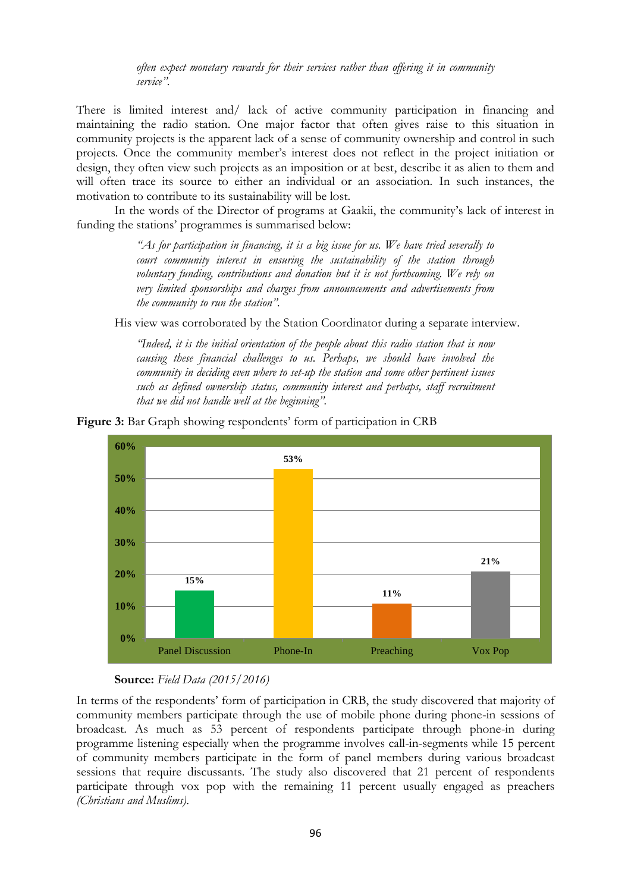*often expect monetary rewards for their services rather than offering it in community service".*

There is limited interest and/ lack of active community participation in financing and maintaining the radio station. One major factor that often gives raise to this situation in community projects is the apparent lack of a sense of community ownership and control in such projects. Once the community member's interest does not reflect in the project initiation or design, they often view such projects as an imposition or at best, describe it as alien to them and will often trace its source to either an individual or an association. In such instances, the motivation to contribute to its sustainability will be lost.

In the words of the Director of programs at Gaakii, the community's lack of interest in funding the stations' programmes is summarised below:

> *"As for participation in financing, it is a big issue for us. We have tried severally to court community interest in ensuring the sustainability of the station through voluntary funding, contributions and donation but it is not forthcoming. We rely on very limited sponsorships and charges from announcements and advertisements from the community to run the station".*

His view was corroborated by the Station Coordinator during a separate interview.

> *"Indeed, it is the initial orientation of the people about this radio station that is now causing these financial challenges to us. Perhaps, we should have involved the community in deciding even where to set-up the station and some other pertinent issues such as defined ownership status, community interest and perhaps, staff recruitment that we did not handle well at the beginning".*

**Figure 3:** Bar Graph showing respondents' form of participation in CRB

60%
50%
40%
30%
20%
10%
0%

15% Panel Discussion
53% Phone-In
11% Preaching
21% Vox Pop

**Source:** *Field Data (2015/2016)*

In terms of the respondents' form of participation in CRB, the study discovered that majority of community members participate through the use of mobile phone during phone-in sessions of broadcast. As much as 53 percent of respondents participate through phone-in during programme listening especially when the programme involves call-in-segments while 15 percent of community members participate in the form of panel members during various broadcast sessions that require discussants. The study also discovered that 21 percent of respondents participate through vox pop with the remaining 11 percent usually engaged as preachers *(Christians and Muslims).*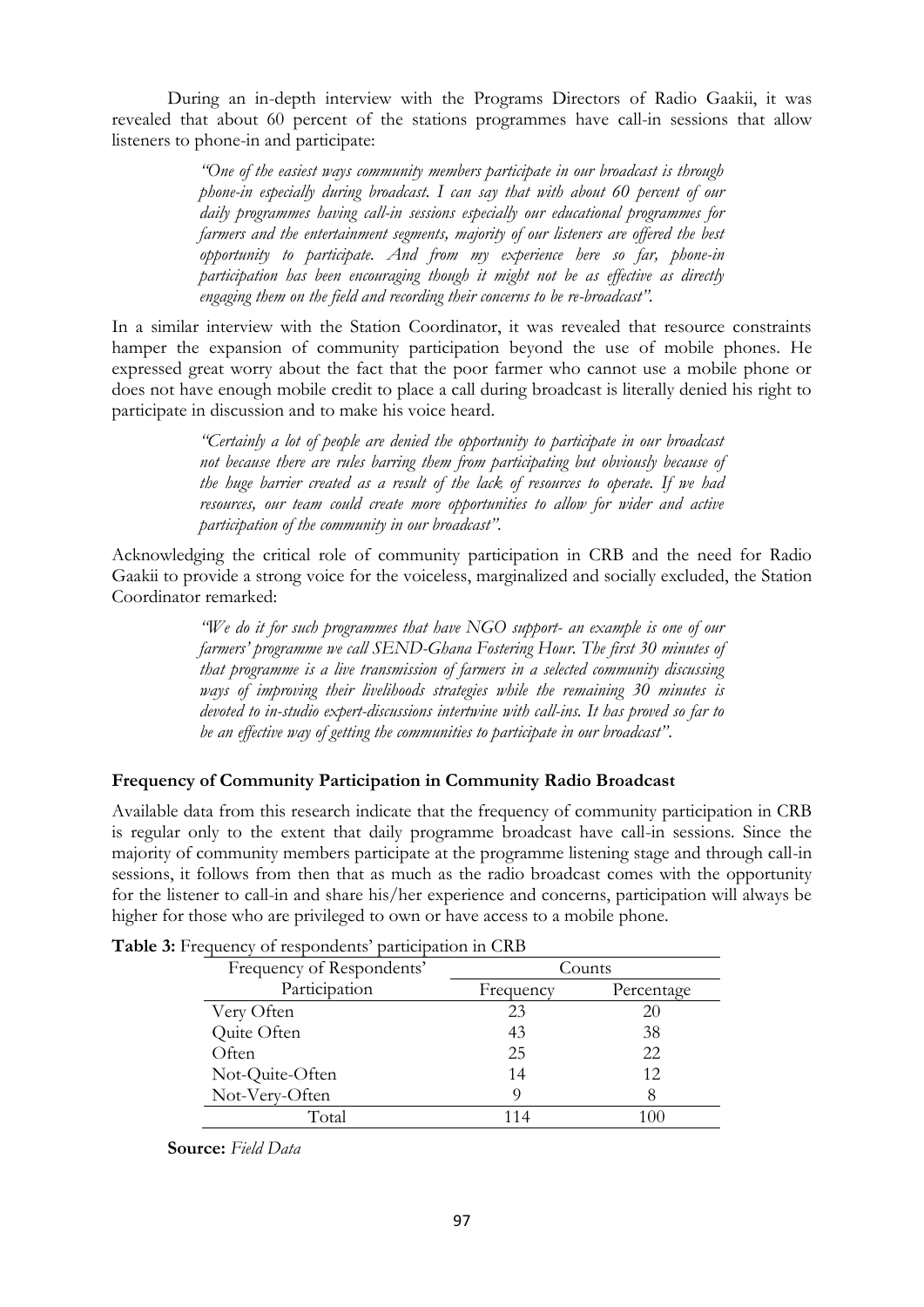During an in-depth interview with the Programs Directors of Radio Gaakii, it was revealed that about 60 percent of the stations programmes have call-in sessions that allow listeners to phone-in and participate:

> *"One of the easiest ways community members participate in our broadcast is through phone-in especially during broadcast. I can say that with about 60 percent of our daily programmes having call-in sessions especially our educational programmes for farmers and the entertainment segments, majority of our listeners are offered the best opportunity to participate. And from my experience here so far, phone-in participation has been encouraging though it might not be as effective as directly engaging them on the field and recording their concerns to be re-broadcast".*

In a similar interview with the Station Coordinator, it was revealed that resource constraints hamper the expansion of community participation beyond the use of mobile phones. He expressed great worry about the fact that the poor farmer who cannot use a mobile phone or does not have enough mobile credit to place a call during broadcast is literally denied his right to participate in discussion and to make his voice heard.

> *"Certainly a lot of people are denied the opportunity to participate in our broadcast not because there are rules barring them from participating but obviously because of the huge barrier created as a result of the lack of resources to operate. If we had resources, our team could create more opportunities to allow for wider and active participation of the community in our broadcast".*

Acknowledging the critical role of community participation in CRB and the need for Radio Gaakii to provide a strong voice for the voiceless, marginalized and socially excluded, the Station Coordinator remarked:

> *"We do it for such programmes that have NGO support- an example is one of our farmers' programme we call SEND-Ghana Fostering Hour. The first 30 minutes of that programme is a live transmission of farmers in a selected community discussing ways of improving their livelihoods strategies while the remaining 30 minutes is devoted to in-studio expert-discussions intertwine with call-ins. It has proved so far to be an effective way of getting the communities to participate in our broadcast".*

### Frequency of Community Participation in Community Radio Broadcast

Available data from this research indicate that the frequency of community participation in CRB is regular only to the extent that daily programme broadcast have call-in sessions. Since the majority of community members participate at the programme listening stage and through call-in sessions, it follows from then that as much as the radio broadcast comes with the opportunity for the listener to call-in and share his/her experience and concerns, participation will always be higher for those who are privileged to own or have access to a mobile phone.

**Table 3:** Frequency of respondents' participation in CRB

| Frequency of Respondents' Participation | Counts | |
|---|---|---|
| | Frequency | Percentage |
| Very Often | 23 | 20 |
| Quite Often | 43 | 38 |
| Often | 25 | 22 |
| Not-Quite-Often | 14 | 12 |
| Not-Very-Often | 9 | 8 |
| Total | 114 | 100 |

**Source:** *Field Data*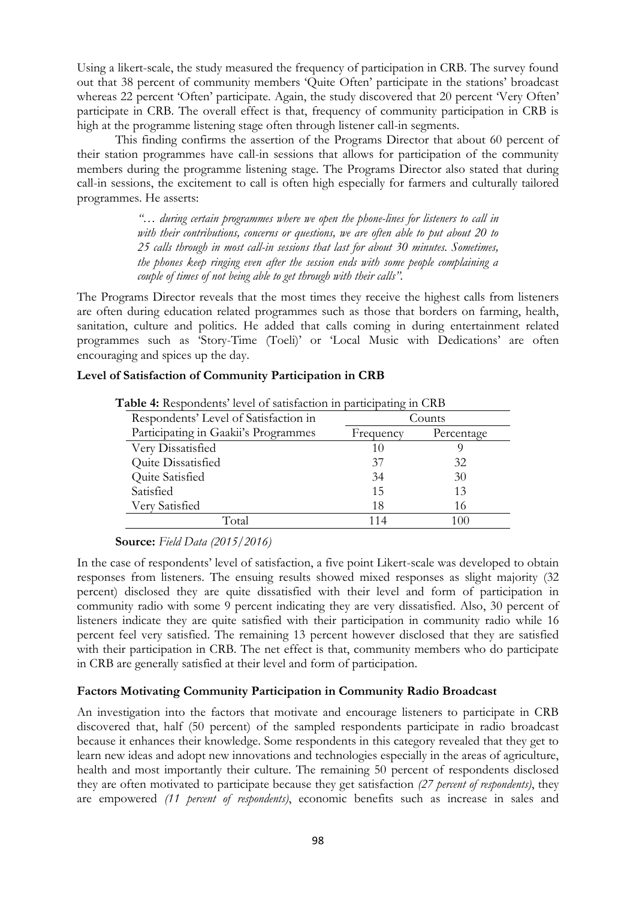Using a likert-scale, the study measured the frequency of participation in CRB. The survey found out that 38 percent of community members 'Quite Often' participate in the stations' broadcast whereas 22 percent 'Often' participate. Again, the study discovered that 20 percent 'Very Often' participate in CRB. The overall effect is that, frequency of community participation in CRB is high at the programme listening stage often through listener call-in segments.

This finding confirms the assertion of the Programs Director that about 60 percent of their station programmes have call-in sessions that allows for participation of the community members during the programme listening stage. The Programs Director also stated that during call-in sessions, the excitement to call is often high especially for farmers and culturally tailored programmes. He asserts:

> *"… during certain programmes where we open the phone-lines for listeners to call in with their contributions, concerns or questions, we are often able to put about 20 to 25 calls through in most call-in sessions that last for about 30 minutes. Sometimes, the phones keep ringing even after the session ends with some people complaining a couple of times of not being able to get through with their calls".*

The Programs Director reveals that the most times they receive the highest calls from listeners are often during education related programmes such as those that borders on farming, health, sanitation, culture and politics. He added that calls coming in during entertainment related programmes such as 'Story-Time (Toeli)' or 'Local Music with Dedications' are often encouraging and spices up the day.

**Level of Satisfaction of Community Participation in CRB**

**Table 4:** Respondents' level of satisfaction in participating in CRB

| Respondents' Level of Satisfaction in Participating in Gaakii's Programmes | Counts | |
|---|---|---|
| | Frequency | Percentage |
| Very Dissatisfied | 10 | 9 |
| Quite Dissatisfied | 37 | 32 |
| Quite Satisfied | 34 | 30 |
| Satisfied | 15 | 13 |
| Very Satisfied | 18 | 16 |
| Total | 114 | 100 |

**Source:** *Field Data (2015/2016)*

In the case of respondents' level of satisfaction, a five point Likert-scale was developed to obtain responses from listeners. The ensuing results showed mixed responses as slight majority (32 percent) disclosed they are quite dissatisfied with their level and form of participation in community radio with some 9 percent indicating they are very dissatisfied. Also, 30 percent of listeners indicate they are quite satisfied with their participation in community radio while 16 percent feel very satisfied. The remaining 13 percent however disclosed that they are satisfied with their participation in CRB. The net effect is that, community members who do participate in CRB are generally satisfied at their level and form of participation.

**Factors Motivating Community Participation in Community Radio Broadcast**

An investigation into the factors that motivate and encourage listeners to participate in CRB discovered that, half (50 percent) of the sampled respondents participate in radio broadcast because it enhances their knowledge. Some respondents in this category revealed that they get to learn new ideas and adopt new innovations and technologies especially in the areas of agriculture, health and most importantly their culture. The remaining 50 percent of respondents disclosed they are often motivated to participate because they get satisfaction *(27 percent of respondents)*, they are empowered *(11 percent of respondents)*, economic benefits such as increase in sales and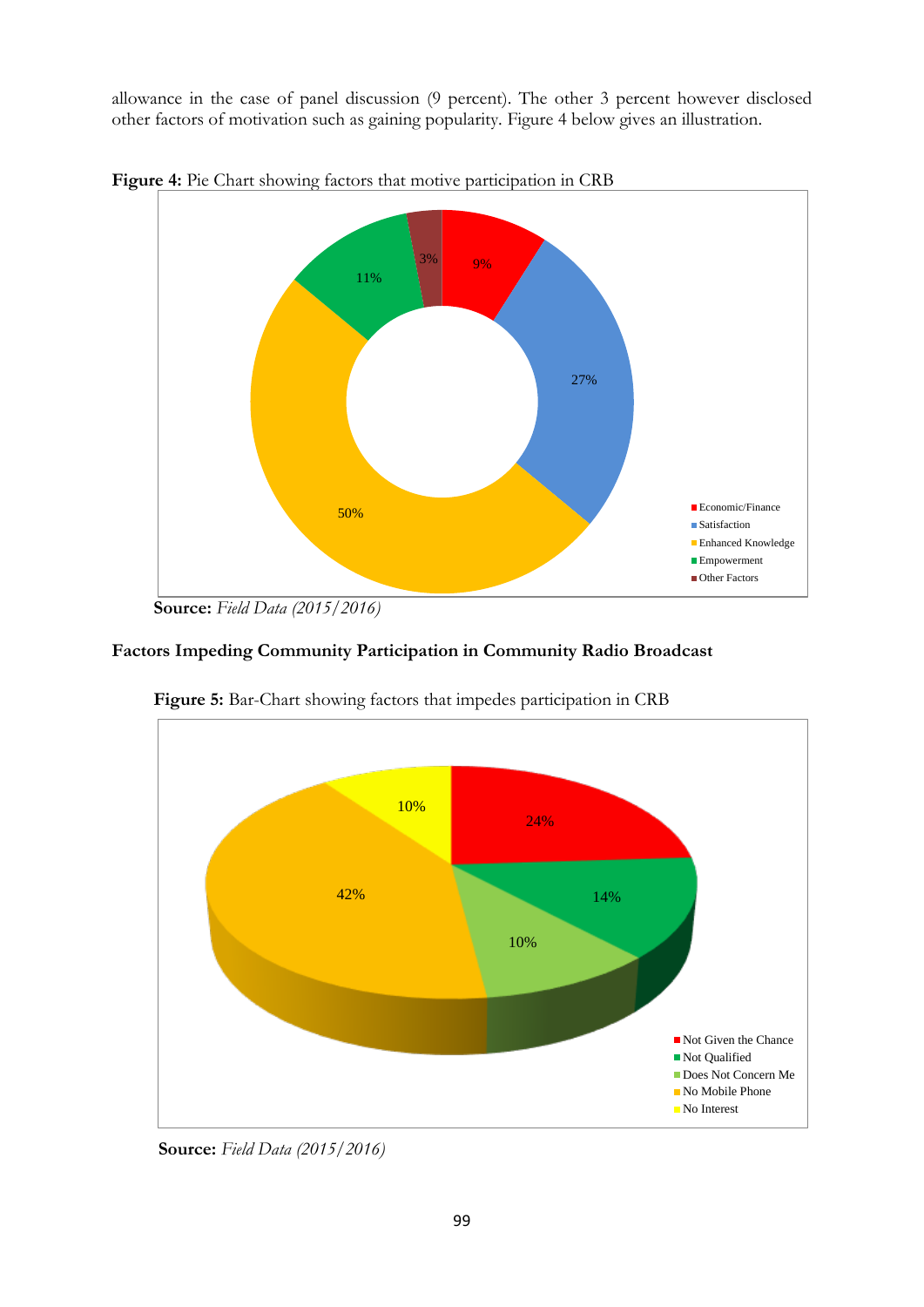allowance in the case of panel discussion (9 percent). The other 3 percent however disclosed other factors of motivation such as gaining popularity. Figure 4 below gives an illustration.

**Figure 4:** Pie Chart showing factors that motive participation in CRB

**Source:** *Field Data (2015/2016)*

### Factors Impeding Community Participation in Community Radio Broadcast

**Figure 5:** Bar-Chart showing factors that impedes participation in CRB

**Source:** *Field Data (2015/2016)*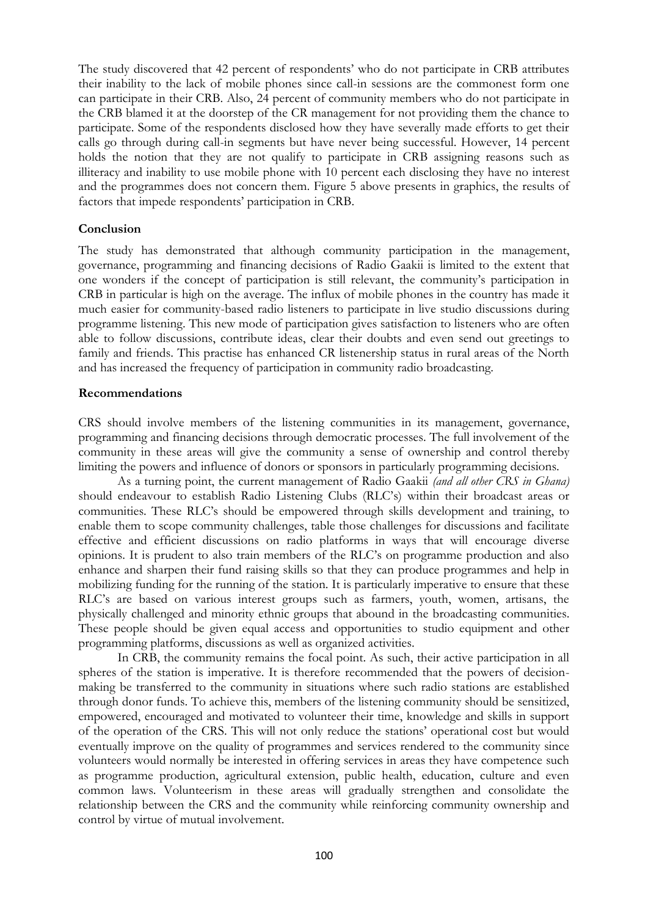The study discovered that 42 percent of respondents' who do not participate in CRB attributes their inability to the lack of mobile phones since call-in sessions are the commonest form one can participate in their CRB. Also, 24 percent of community members who do not participate in the CRB blamed it at the doorstep of the CR management for not providing them the chance to participate. Some of the respondents disclosed how they have severally made efforts to get their calls go through during call-in segments but have never being successful. However, 14 percent holds the notion that they are not qualify to participate in CRB assigning reasons such as illiteracy and inability to use mobile phone with 10 percent each disclosing they have no interest and the programmes does not concern them. Figure 5 above presents in graphics, the results of factors that impede respondents' participation in CRB.

**Conclusion**

The study has demonstrated that although community participation in the management, governance, programming and financing decisions of Radio Gaakii is limited to the extent that one wonders if the concept of participation is still relevant, the community's participation in CRB in particular is high on the average. The influx of mobile phones in the country has made it much easier for community-based radio listeners to participate in live studio discussions during programme listening. This new mode of participation gives satisfaction to listeners who are often able to follow discussions, contribute ideas, clear their doubts and even send out greetings to family and friends. This practise has enhanced CR listenership status in rural areas of the North and has increased the frequency of participation in community radio broadcasting.

**Recommendations**

CRS should involve members of the listening communities in its management, governance, programming and financing decisions through democratic processes. The full involvement of the community in these areas will give the community a sense of ownership and control thereby limiting the powers and influence of donors or sponsors in particularly programming decisions.

As a turning point, the current management of Radio Gaakii *(and all other CRS in Ghana)* should endeavour to establish Radio Listening Clubs (RLC's) within their broadcast areas or communities. These RLC's should be empowered through skills development and training, to enable them to scope community challenges, table those challenges for discussions and facilitate effective and efficient discussions on radio platforms in ways that will encourage diverse opinions. It is prudent to also train members of the RLC's on programme production and also enhance and sharpen their fund raising skills so that they can produce programmes and help in mobilizing funding for the running of the station. It is particularly imperative to ensure that these RLC's are based on various interest groups such as farmers, youth, women, artisans, the physically challenged and minority ethnic groups that abound in the broadcasting communities. These people should be given equal access and opportunities to studio equipment and other programming platforms, discussions as well as organized activities.

In CRB, the community remains the focal point. As such, their active participation in all spheres of the station is imperative. It is therefore recommended that the powers of decision-making be transferred to the community in situations where such radio stations are established through donor funds. To achieve this, members of the listening community should be sensitized, empowered, encouraged and motivated to volunteer their time, knowledge and skills in support of the operation of the CRS. This will not only reduce the stations' operational cost but would eventually improve on the quality of programmes and services rendered to the community since volunteers would normally be interested in offering services in areas they have competence such as programme production, agricultural extension, public health, education, culture and even common laws. Volunteerism in these areas will gradually strengthen and consolidate the relationship between the CRS and the community while reinforcing community ownership and control by virtue of mutual involvement.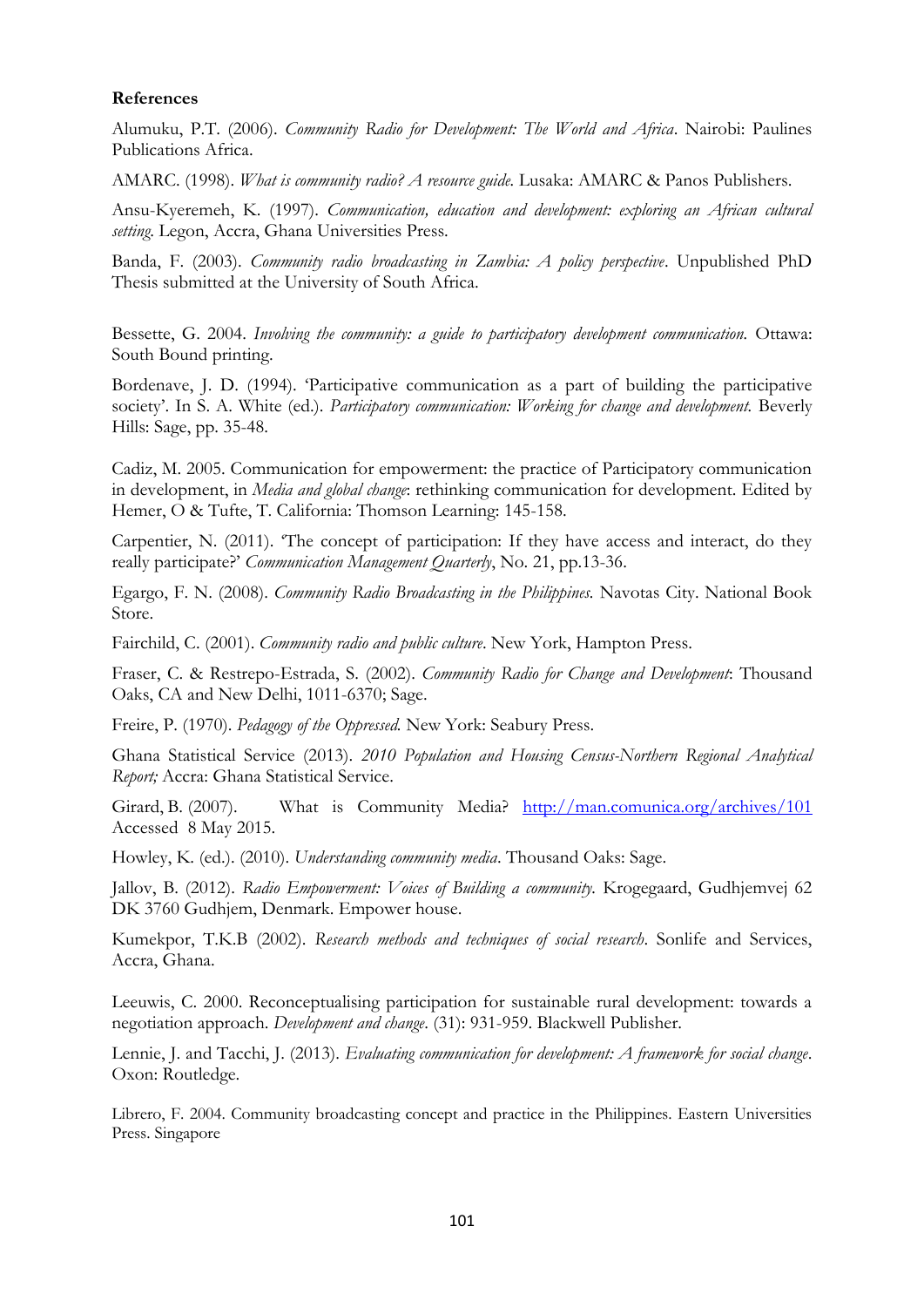**References**

Alumuku, P.T. (2006). *Community Radio for Development: The World and Africa*. Nairobi: Paulines Publications Africa.

AMARC. (1998). *What is community radio? A resource guide.* Lusaka: AMARC & Panos Publishers.

Ansu-Kyeremeh, K. (1997). *Communication, education and development: exploring an African cultural setting*. Legon, Accra, Ghana Universities Press.

Banda, F. (2003). *Community radio broadcasting in Zambia: A policy perspective*. Unpublished PhD Thesis submitted at the University of South Africa.

Bessette, G. 2004. *Involving the community: a guide to participatory development communication.* Ottawa: South Bound printing.

Bordenave, J. D. (1994). 'Participative communication as a part of building the participative society'. In S. A. White (ed.). *Participatory communication: Working for change and development.* Beverly Hills: Sage, pp. 35-48.

Cadiz, M. 2005. Communication for empowerment: the practice of Participatory communication in development, in *Media and global change*: rethinking communication for development. Edited by Hemer, O & Tufte, T. California: Thomson Learning: 145-158.

Carpentier, N. (2011). 'The concept of participation: If they have access and interact, do they really participate?' *Communication Management Quarterly*, No. 21, pp.13-36.

Egargo, F. N. (2008). *Community Radio Broadcasting in the Philippines.* Navotas City. National Book Store.

Fairchild, C. (2001). *Community radio and public culture*. New York, Hampton Press.

Fraser, C. & Restrepo-Estrada, S. (2002). *Community Radio for Change and Development*: Thousand Oaks, CA and New Delhi, 1011-6370; Sage.

Freire, P. (1970). *Pedagogy of the Oppressed.* New York: Seabury Press.

Ghana Statistical Service (2013). *2010 Population and Housing Census-Northern Regional Analytical Report;* Accra: Ghana Statistical Service.

Girard, B. (2007). What is Community Media? http://man.comunica.org/archives/101 Accessed 8 May 2015.

Howley, K. (ed.). (2010). *Understanding community media*. Thousand Oaks: Sage.

Jallov, B. (2012). *Radio Empowerment: Voices of Building a community*. Krogegaard, Gudhjemvej 62 DK 3760 Gudhjem, Denmark. Empower house.

Kumekpor, T.K.B (2002). *Research methods and techniques of social research*. Sonlife and Services, Accra, Ghana.

Leeuwis, C. 2000. Reconceptualising participation for sustainable rural development: towards a negotiation approach. *Development and change*. (31): 931-959. Blackwell Publisher.

Lennie, J. and Tacchi, J. (2013). *Evaluating communication for development: A framework for social change*. Oxon: Routledge.

Librero, F. 2004. Community broadcasting concept and practice in the Philippines. Eastern Universities Press. Singapore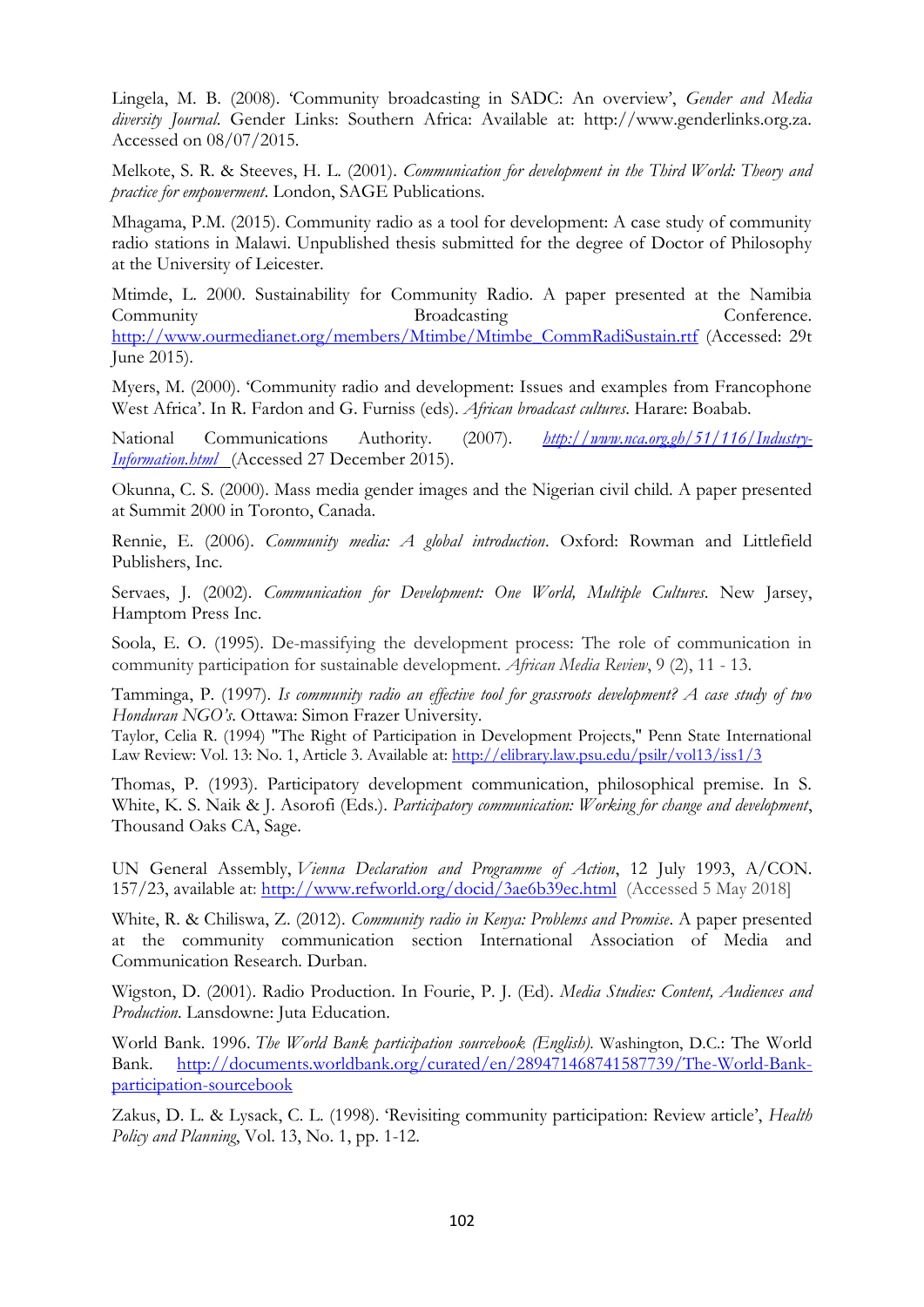Lingela, M. B. (2008). 'Community broadcasting in SADC: An overview', *Gender and Media diversity Journal*. Gender Links: Southern Africa: Available at: http://www.genderlinks.org.za. Accessed on 08/07/2015.

Melkote, S. R. & Steeves, H. L. (2001). *Communication for development in the Third World: Theory and practice for empowerment*. London, SAGE Publications.

Mhagama, P.M. (2015). Community radio as a tool for development: A case study of community radio stations in Malawi. Unpublished thesis submitted for the degree of Doctor of Philosophy at the University of Leicester.

Mtimde, L. 2000. Sustainability for Community Radio. A paper presented at the Namibia Community Broadcasting Conference. http://www.ourmedianet.org/members/Mtimbe/Mtimbe_CommRadiSustain.rtf (Accessed: 29t June 2015).

Myers, M. (2000). 'Community radio and development: Issues and examples from Francophone West Africa'. In R. Fardon and G. Furniss (eds). *African broadcast cultures*. Harare: Boabab.

National Communications Authority. (2007). *http://www.nca.org.gh/51/116/Industry-Information.html* (Accessed 27 December 2015).

Okunna, C. S. (2000). Mass media gender images and the Nigerian civil child. A paper presented at Summit 2000 in Toronto, Canada.

Rennie, E. (2006). *Community media: A global introduction*. Oxford: Rowman and Littlefield Publishers, Inc.

Servaes, J. (2002). *Communication for Development: One World, Multiple Cultures*. New Jarsey, Hamptom Press Inc.

Soola, E. O. (1995). De-massifying the development process: The role of communication in community participation for sustainable development. *African Media Review*, 9 (2), 11 - 13.

Tamminga, P. (1997). *Is community radio an effective tool for grassroots development? A case study of two Honduran NGO's*. Ottawa: Simon Frazer University.

Taylor, Celia R. (1994) "The Right of Participation in Development Projects," Penn State International Law Review: Vol. 13: No. 1, Article 3. Available at: http://elibrary.law.psu.edu/psilr/vol13/iss1/3

Thomas, P. (1993). Participatory development communication, philosophical premise. In S. White, K. S. Naik & J. Asorofi (Eds.). *Participatory communication: Working for change and development*, Thousand Oaks CA, Sage.

UN General Assembly, *Vienna Declaration and Programme of Action*, 12 July 1993, A/CON. 157/23, available at: http://www.refworld.org/docid/3ae6b39ec.html (Accessed 5 May 2018]

White, R. & Chiliswa, Z. (2012). *Community radio in Kenya: Problems and Promise*. A paper presented at the community communication section International Association of Media and Communication Research. Durban.

Wigston, D. (2001). Radio Production. In Fourie, P. J. (Ed). *Media Studies: Content, Audiences and Production*. Lansdowne: Juta Education.

World Bank. 1996. *The World Bank participation sourcebook (English).* Washington, D.C.: The World Bank. http://documents.worldbank.org/curated/en/289471468741587739/The-World-Bank-participation-sourcebook

Zakus, D. L. & Lysack, C. L. (1998). 'Revisiting community participation: Review article', *Health Policy and Planning*, Vol. 13, No. 1, pp. 1-12.